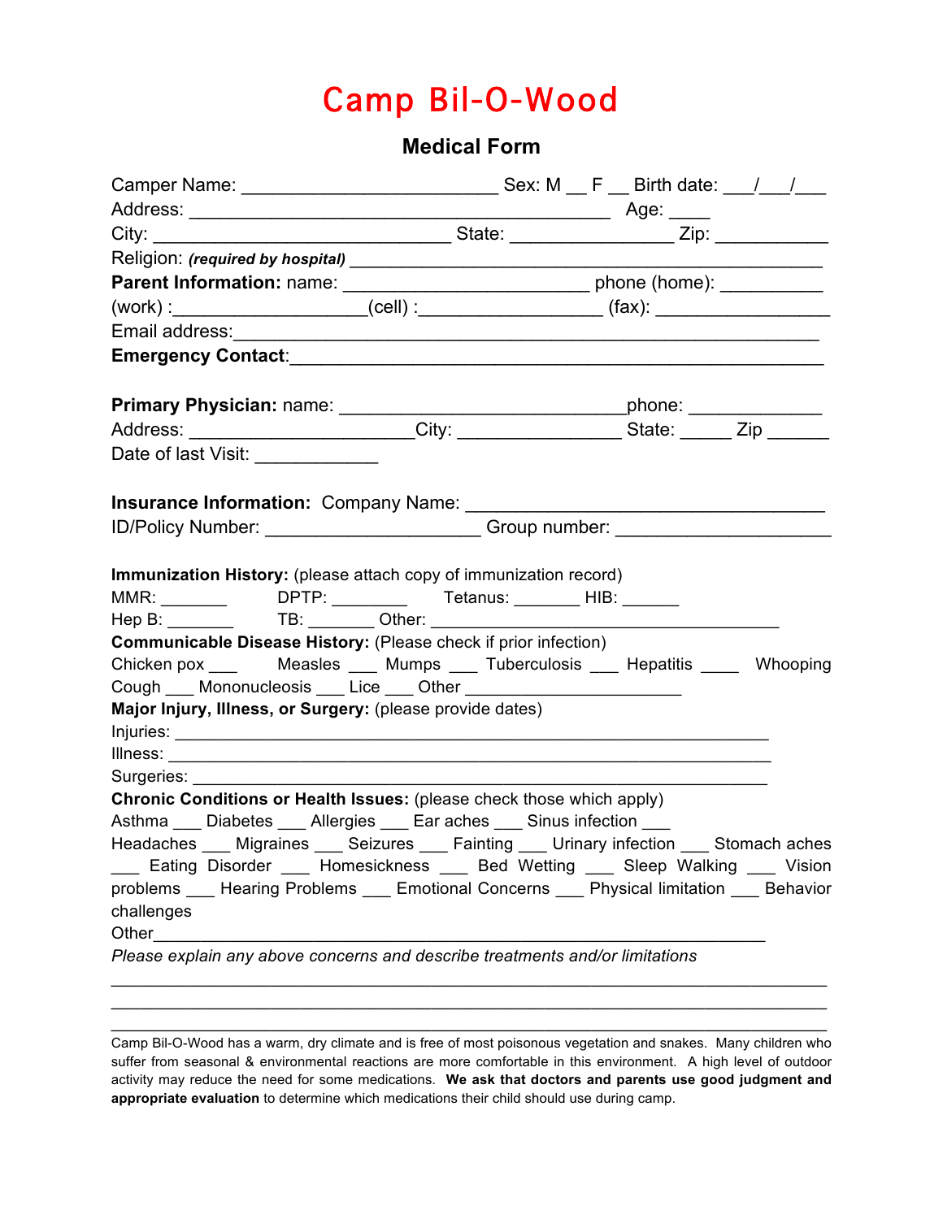# Camp Bil-O-Wood

## Medical Form

Camper Name: _________________________ Sex: M __ F __ Birth date: ___/___/___
Address: _________________________________________ Age: ____
City: _____________________________ State: ________________ Zip: ___________
Religion: ***(required by hospital)*** ______________________________________________
**Parent Information:** name: ________________________ phone (home): __________
(work) :___________________(cell) :_________________ (fax): _________________
Email address:_________________________________________________________
**Emergency Contact**:____________________________________________________

**Primary Physician:** name: ____________________________phone: _____________
Address: ______________________City: ________________ State: _____ Zip ______
Date of last Visit: ____________

**Insurance Information:** Company Name: ___________________________________
ID/Policy Number: _____________________ Group number: _____________________

**Immunization History:** (please attach copy of immunization record)
MMR: _______ DPTP: ________ Tetanus: _______ HIB: ______
Hep B: _______ TB: _______ Other: ____________________________________
**Communicable Disease History:** (Please check if prior infection)
Chicken pox ___ Measles ___ Mumps ___ Tuberculosis ___ Hepatitis ____ Whooping Cough ___ Mononucleosis ___ Lice ___ Other _____________________
**Major Injury, Illness, or Surgery:** (please provide dates)
Injuries: __________________________________________________________
Illness: ___________________________________________________________
Surgeries: _________________________________________________________
**Chronic Conditions or Health Issues:** (please check those which apply)
Asthma ___ Diabetes ___ Allergies ___ Ear aches ___ Sinus infection ___
Headaches ___ Migraines ___ Seizures ___ Fainting ___ Urinary infection ___ Stomach aches ___ Eating Disorder ___ Homesickness ___ Bed Wetting ___ Sleep Walking ___ Vision problems ___ Hearing Problems ___ Emotional Concerns ___ Physical limitation ___ Behavior challenges
Other_______________________________________________________________
*Please explain any above concerns and describe treatments and/or limitations*
_____________________________________________________________________
_____________________________________________________________________
_____________________________________________________________________

Camp Bil-O-Wood has a warm, dry climate and is free of most poisonous vegetation and snakes. Many children who suffer from seasonal & environmental reactions are more comfortable in this environment. A high level of outdoor activity may reduce the need for some medications. **We ask that doctors and parents use good judgment and appropriate evaluation** to determine which medications their child should use during camp.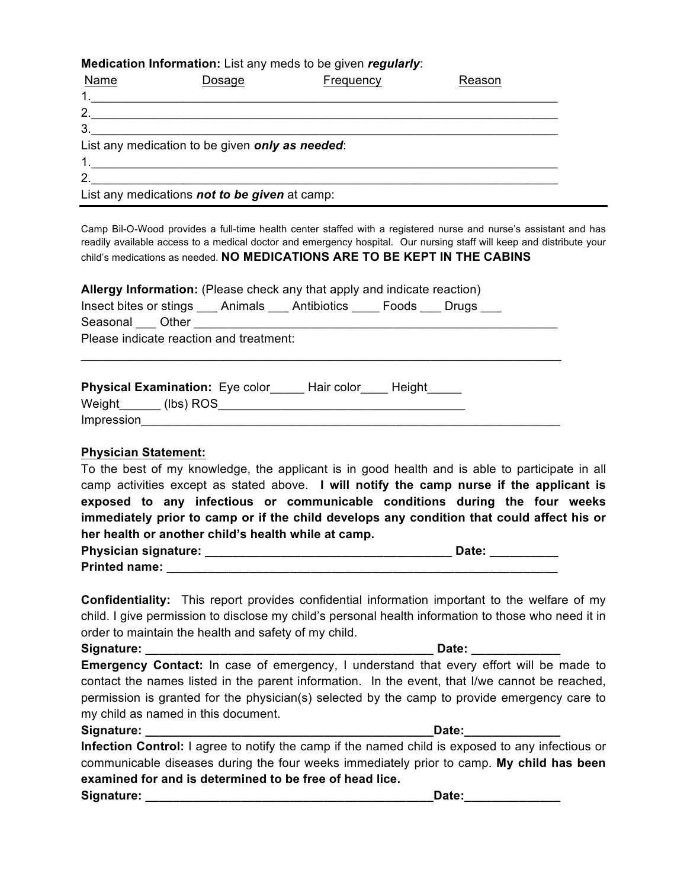**Medication Information:** List any meds to be given ***regularly***:

| Name | Dosage | Frequency | Reason |
|---|---|---|---|
| 1. | | | |
| 2. | | | |
| 3. | | | |

List any medication to be given ***only as needed***:

1.____________________________________________________________________

2.____________________________________________________________________

List any medications ***not to be given*** at camp:

---

Camp Bil-O-Wood provides a full-time health center staffed with a registered nurse and nurse's assistant and has readily available access to a medical doctor and emergency hospital. Our nursing staff will keep and distribute your child's medications as needed. **NO MEDICATIONS ARE TO BE KEPT IN THE CABINS**

**Allergy Information:** (Please check any that apply and indicate reaction)

Insect bites or stings ___ Animals ___ Antibiotics ____ Foods ___ Drugs ___

Seasonal ___ Other ________________________________________________________

Please indicate reaction and treatment:

______________________________________________________________________

**Physical Examination:** Eye color_____ Hair color____ Height_____

Weight______ (lbs) ROS_____________________________________

Impression______________________________________________________________

**Physician Statement:**

To the best of my knowledge, the applicant is in good health and is able to participate in all camp activities except as stated above. **I will notify the camp nurse if the applicant is exposed to any infectious or communicable conditions during the four weeks immediately prior to camp or if the child develops any condition that could affect his or her health or another child's health while at camp.**

**Physician signature: _____________________________________ Date: __________**

**Printed name: ____________________________________________________________**

**Confidentiality:** This report provides confidential information important to the welfare of my child. I give permission to disclose my child's personal health information to those who need it in order to maintain the health and safety of my child.

**Signature: ___________________________________________ Date: ____________**

**Emergency Contact:** In case of emergency, I understand that every effort will be made to contact the names listed in the parent information. In the event, that I/we cannot be reached, permission is granted for the physician(s) selected by the camp to provide emergency care to my child as named in this document.

**Signature: ___________________________________________Date:_____________**

**Infection Control:** I agree to notify the camp if the named child is exposed to any infectious or communicable diseases during the four weeks immediately prior to camp. **My child has been examined for and is determined to be free of head lice.**

**Signature: ___________________________________________Date:_____________**